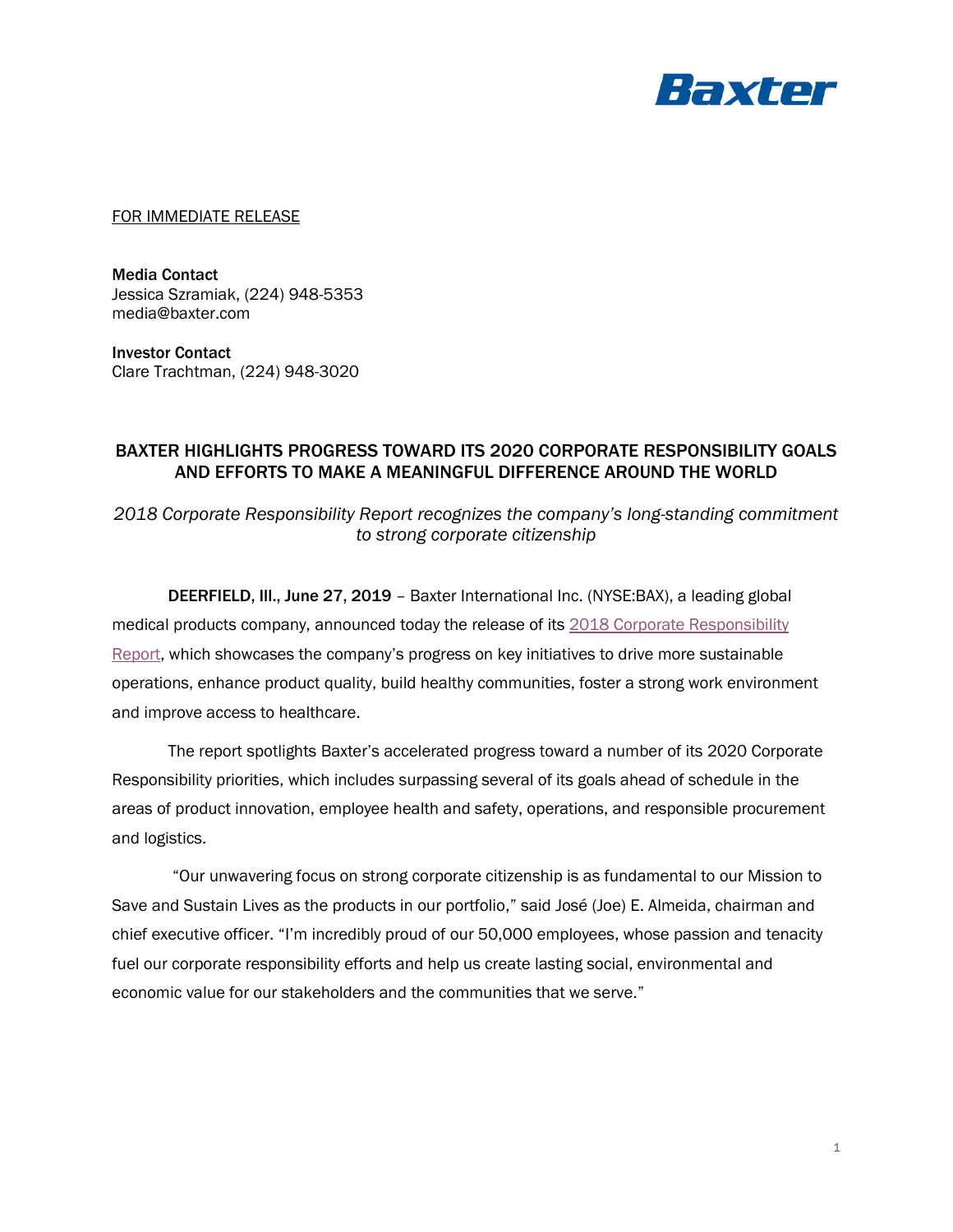Baxter

FOR IMMEDIATE RELEASE

**Media Contact**
Jessica Szramiak, (224) 948-5353
media@baxter.com

**Investor Contact**
Clare Trachtman, (224) 948-3020

# BAXTER HIGHLIGHTS PROGRESS TOWARD ITS 2020 CORPORATE RESPONSIBILITY GOALS AND EFFORTS TO MAKE A MEANINGFUL DIFFERENCE AROUND THE WORLD

*2018 Corporate Responsibility Report recognizes the company's long-standing commitment to strong corporate citizenship*

**DEERFIELD, Ill., June 27, 2019** – Baxter International Inc. (NYSE:BAX), a leading global medical products company, announced today the release of its 2018 Corporate Responsibility Report, which showcases the company's progress on key initiatives to drive more sustainable operations, enhance product quality, build healthy communities, foster a strong work environment and improve access to healthcare.

The report spotlights Baxter's accelerated progress toward a number of its 2020 Corporate Responsibility priorities, which includes surpassing several of its goals ahead of schedule in the areas of product innovation, employee health and safety, operations, and responsible procurement and logistics.

"Our unwavering focus on strong corporate citizenship is as fundamental to our Mission to Save and Sustain Lives as the products in our portfolio," said José (Joe) E. Almeida, chairman and chief executive officer. "I'm incredibly proud of our 50,000 employees, whose passion and tenacity fuel our corporate responsibility efforts and help us create lasting social, environmental and economic value for our stakeholders and the communities that we serve."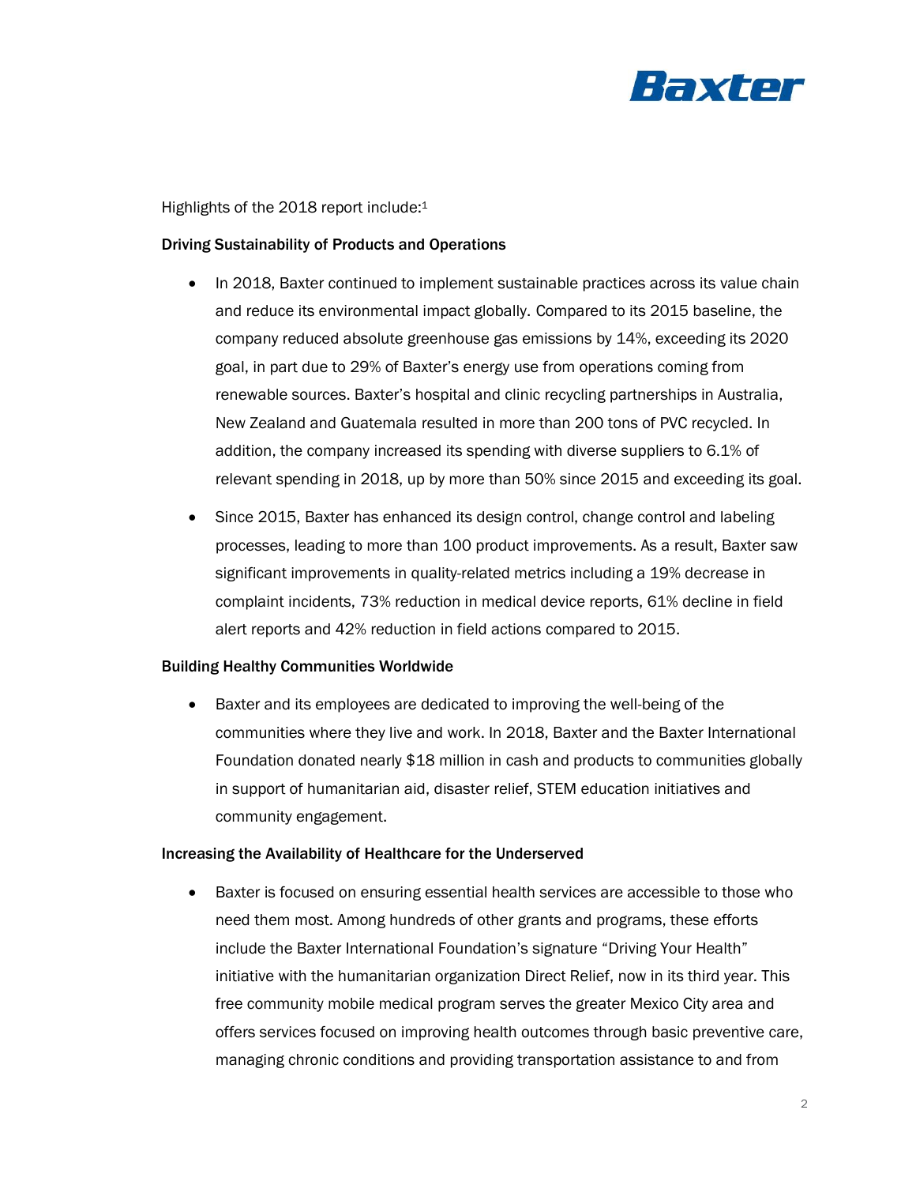Highlights of the 2018 report include:[1]

**Driving Sustainability of Products and Operations**

- In 2018, Baxter continued to implement sustainable practices across its value chain and reduce its environmental impact globally. Compared to its 2015 baseline, the company reduced absolute greenhouse gas emissions by 14%, exceeding its 2020 goal, in part due to 29% of Baxter's energy use from operations coming from renewable sources. Baxter's hospital and clinic recycling partnerships in Australia, New Zealand and Guatemala resulted in more than 200 tons of PVC recycled. In addition, the company increased its spending with diverse suppliers to 6.1% of relevant spending in 2018, up by more than 50% since 2015 and exceeding its goal.
- Since 2015, Baxter has enhanced its design control, change control and labeling processes, leading to more than 100 product improvements. As a result, Baxter saw significant improvements in quality-related metrics including a 19% decrease in complaint incidents, 73% reduction in medical device reports, 61% decline in field alert reports and 42% reduction in field actions compared to 2015.

**Building Healthy Communities Worldwide**

- Baxter and its employees are dedicated to improving the well-being of the communities where they live and work. In 2018, Baxter and the Baxter International Foundation donated nearly $18 million in cash and products to communities globally in support of humanitarian aid, disaster relief, STEM education initiatives and community engagement.

**Increasing the Availability of Healthcare for the Underserved**

- Baxter is focused on ensuring essential health services are accessible to those who need them most. Among hundreds of other grants and programs, these efforts include the Baxter International Foundation's signature "Driving Your Health" initiative with the humanitarian organization Direct Relief, now in its third year. This free community mobile medical program serves the greater Mexico City area and offers services focused on improving health outcomes through basic preventive care, managing chronic conditions and providing transportation assistance to and from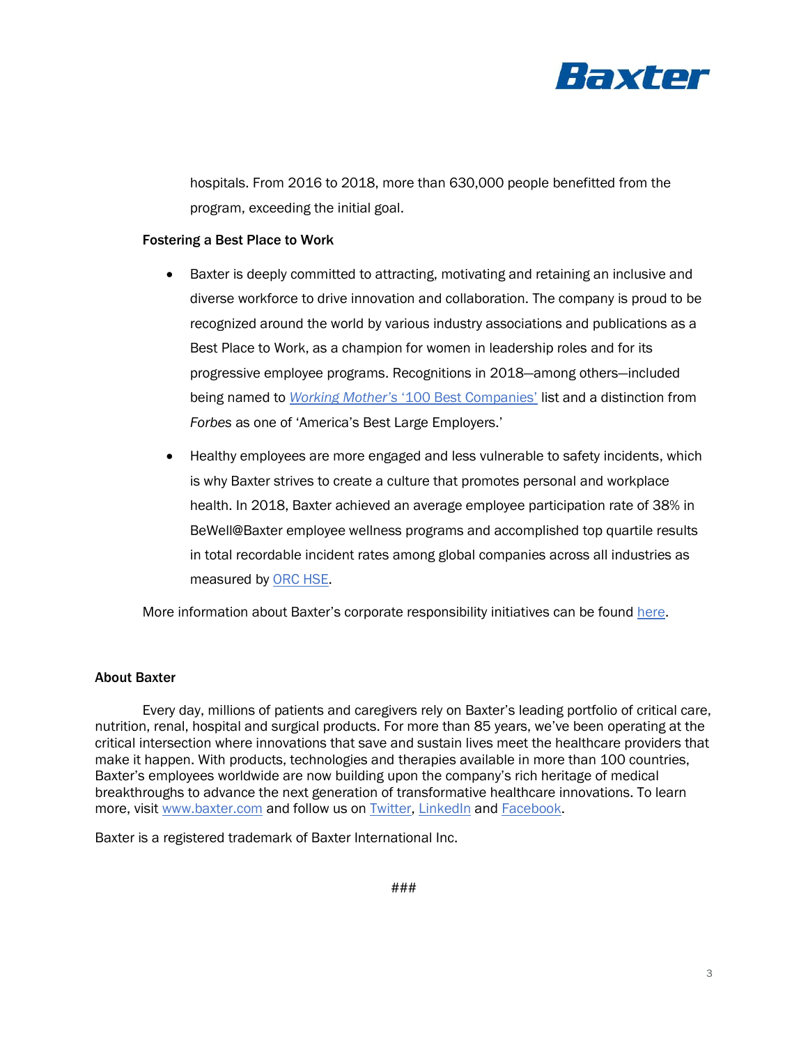hospitals. From 2016 to 2018, more than 630,000 people benefitted from the program, exceeding the initial goal.

**Fostering a Best Place to Work**

- Baxter is deeply committed to attracting, motivating and retaining an inclusive and diverse workforce to drive innovation and collaboration. The company is proud to be recognized around the world by various industry associations and publications as a Best Place to Work, as a champion for women in leadership roles and for its progressive employee programs. Recognitions in 2018—among others—included being named to *Working Mother's* '100 Best Companies' list and a distinction from *Forbes* as one of 'America's Best Large Employers.'
- Healthy employees are more engaged and less vulnerable to safety incidents, which is why Baxter strives to create a culture that promotes personal and workplace health. In 2018, Baxter achieved an average employee participation rate of 38% in BeWell@Baxter employee wellness programs and accomplished top quartile results in total recordable incident rates among global companies across all industries as measured by ORC HSE.

More information about Baxter's corporate responsibility initiatives can be found here.

**About Baxter**

Every day, millions of patients and caregivers rely on Baxter's leading portfolio of critical care, nutrition, renal, hospital and surgical products. For more than 85 years, we've been operating at the critical intersection where innovations that save and sustain lives meet the healthcare providers that make it happen. With products, technologies and therapies available in more than 100 countries, Baxter's employees worldwide are now building upon the company's rich heritage of medical breakthroughs to advance the next generation of transformative healthcare innovations. To learn more, visit www.baxter.com and follow us on Twitter, LinkedIn and Facebook.

Baxter is a registered trademark of Baxter International Inc.

###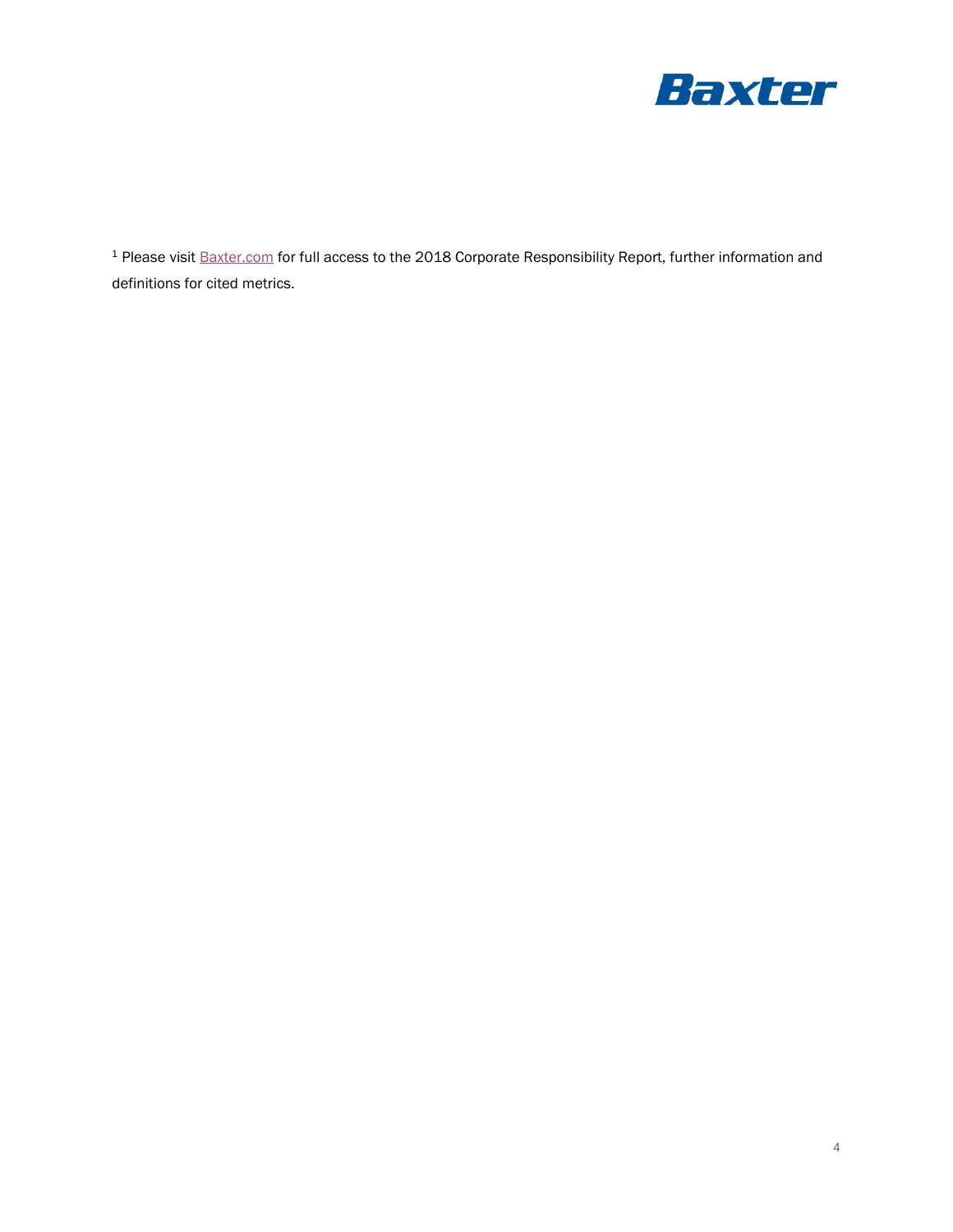[1] Please visit Baxter.com for full access to the 2018 Corporate Responsibility Report, further information and definitions for cited metrics.